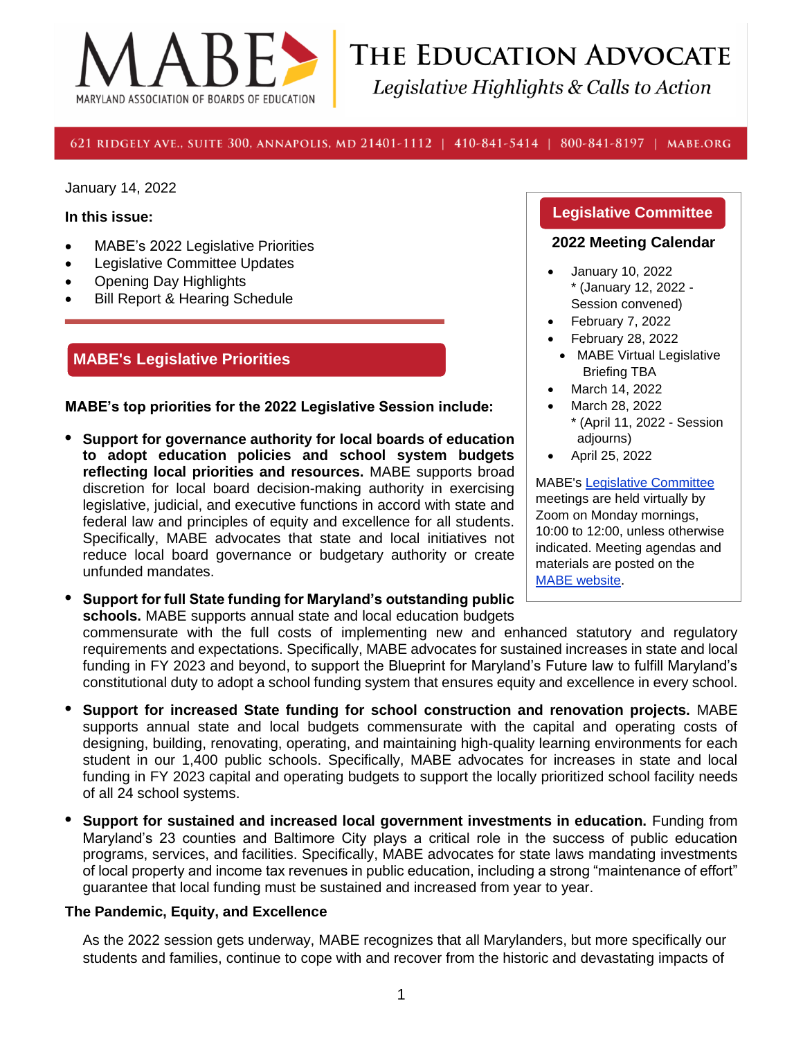# MABE — Maryland Association of Boards of Education

## The Education Advocate

*Legislative Highlights & Calls to Action*

621 Ridgely Ave., Suite 300, Annapolis, MD 21401-1112 | 410-841-5414 | 800-841-8197 | MABE.ORG

January 14, 2022

**In this issue:**

- MABE's 2022 Legislative Priorities
- Legislative Committee Updates
- Opening Day Highlights
- Bill Report & Hearing Schedule

## MABE's Legislative Priorities

**MABE's top priorities for the 2022 Legislative Session include:**

- **Support for governance authority for local boards of education to adopt education policies and school system budgets reflecting local priorities and resources.** MABE supports broad discretion for local board decision-making authority in exercising legislative, judicial, and executive functions in accord with state and federal law and principles of equity and excellence for all students. Specifically, MABE advocates that state and local initiatives not reduce local board governance or budgetary authority or create unfunded mandates.
- **Support for full State funding for Maryland's outstanding public schools.** MABE supports annual state and local education budgets commensurate with the full costs of implementing new and enhanced statutory and regulatory requirements and expectations. Specifically, MABE advocates for sustained increases in state and local funding in FY 2023 and beyond, to support the Blueprint for Maryland's Future law to fulfill Maryland's constitutional duty to adopt a school funding system that ensures equity and excellence in every school.
- **Support for increased State funding for school construction and renovation projects.** MABE supports annual state and local budgets commensurate with the capital and operating costs of designing, building, renovating, operating, and maintaining high-quality learning environments for each student in our 1,400 public schools. Specifically, MABE advocates for increases in state and local funding in FY 2023 capital and operating budgets to support the locally prioritized school facility needs of all 24 school systems.
- **Support for sustained and increased local government investments in education.** Funding from Maryland's 23 counties and Baltimore City plays a critical role in the success of public education programs, services, and facilities. Specifically, MABE advocates for state laws mandating investments of local property and income tax revenues in public education, including a strong "maintenance of effort" guarantee that local funding must be sustained and increased from year to year.

### Legislative Committee

**2022 Meeting Calendar**

- January 10, 2022
  * (January 12, 2022 - Session convened)
- February 7, 2022
- February 28, 2022
  - MABE Virtual Legislative Briefing TBA
- March 14, 2022
- March 28, 2022
  * (April 11, 2022 - Session adjourns)
- April 25, 2022

MABE's Legislative Committee meetings are held virtually by Zoom on Monday mornings, 10:00 to 12:00, unless otherwise indicated. Meeting agendas and materials are posted on the MABE website.

### The Pandemic, Equity, and Excellence

As the 2022 session gets underway, MABE recognizes that all Marylanders, but more specifically our students and families, continue to cope with and recover from the historic and devastating impacts of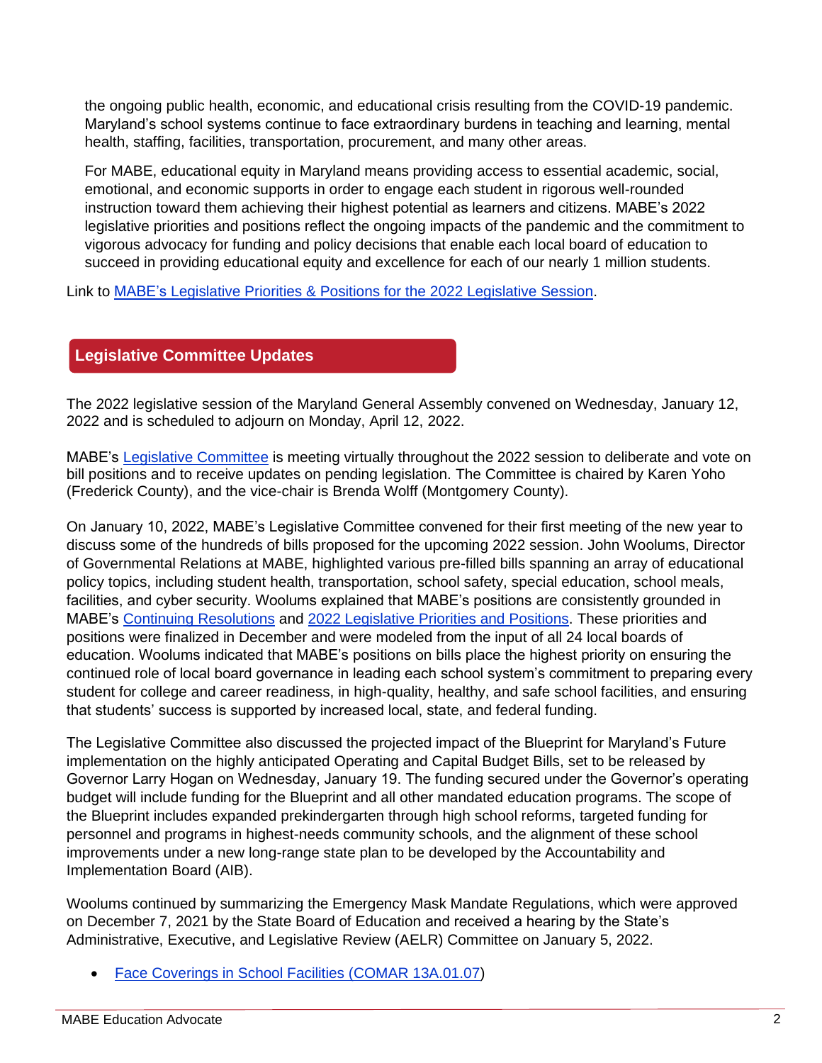the ongoing public health, economic, and educational crisis resulting from the COVID-19 pandemic. Maryland's school systems continue to face extraordinary burdens in teaching and learning, mental health, staffing, facilities, transportation, procurement, and many other areas.

For MABE, educational equity in Maryland means providing access to essential academic, social, emotional, and economic supports in order to engage each student in rigorous well-rounded instruction toward them achieving their highest potential as learners and citizens. MABE's 2022 legislative priorities and positions reflect the ongoing impacts of the pandemic and the commitment to vigorous advocacy for funding and policy decisions that enable each local board of education to succeed in providing educational equity and excellence for each of our nearly 1 million students.

Link to MABE's Legislative Priorities & Positions for the 2022 Legislative Session.

## Legislative Committee Updates

The 2022 legislative session of the Maryland General Assembly convened on Wednesday, January 12, 2022 and is scheduled to adjourn on Monday, April 12, 2022.

MABE's Legislative Committee is meeting virtually throughout the 2022 session to deliberate and vote on bill positions and to receive updates on pending legislation. The Committee is chaired by Karen Yoho (Frederick County), and the vice-chair is Brenda Wolff (Montgomery County).

On January 10, 2022, MABE's Legislative Committee convened for their first meeting of the new year to discuss some of the hundreds of bills proposed for the upcoming 2022 session. John Woolums, Director of Governmental Relations at MABE, highlighted various pre-filled bills spanning an array of educational policy topics, including student health, transportation, school safety, special education, school meals, facilities, and cyber security. Woolums explained that MABE's positions are consistently grounded in MABE's Continuing Resolutions and 2022 Legislative Priorities and Positions. These priorities and positions were finalized in December and were modeled from the input of all 24 local boards of education. Woolums indicated that MABE's positions on bills place the highest priority on ensuring the continued role of local board governance in leading each school system's commitment to preparing every student for college and career readiness, in high-quality, healthy, and safe school facilities, and ensuring that students' success is supported by increased local, state, and federal funding.

The Legislative Committee also discussed the projected impact of the Blueprint for Maryland's Future implementation on the highly anticipated Operating and Capital Budget Bills, set to be released by Governor Larry Hogan on Wednesday, January 19. The funding secured under the Governor's operating budget will include funding for the Blueprint and all other mandated education programs. The scope of the Blueprint includes expanded prekindergarten through high school reforms, targeted funding for personnel and programs in highest-needs community schools, and the alignment of these school improvements under a new long-range state plan to be developed by the Accountability and Implementation Board (AIB).

Woolums continued by summarizing the Emergency Mask Mandate Regulations, which were approved on December 7, 2021 by the State Board of Education and received a hearing by the State's Administrative, Executive, and Legislative Review (AELR) Committee on January 5, 2022.

- Face Coverings in School Facilities (COMAR 13A.01.07)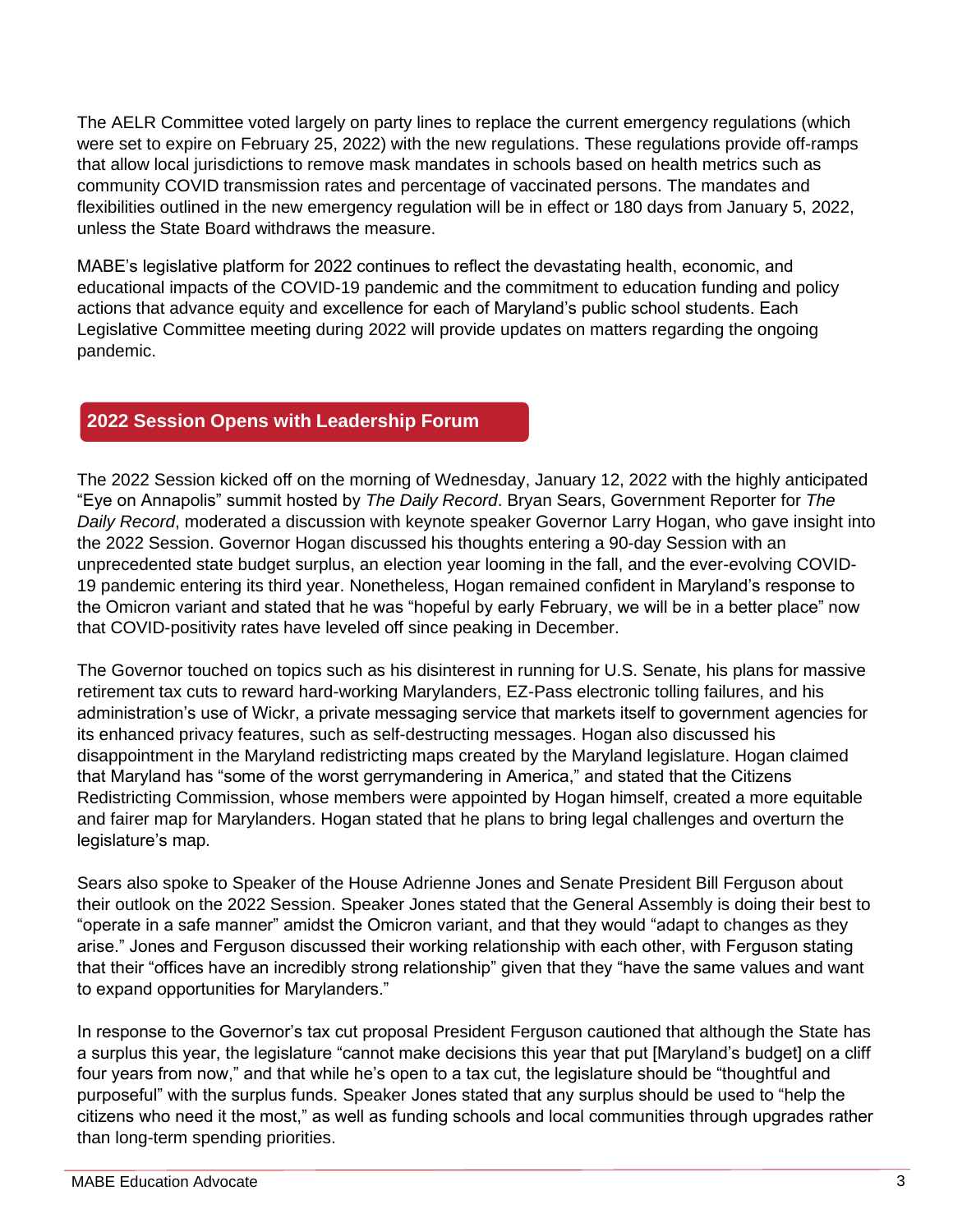The AELR Committee voted largely on party lines to replace the current emergency regulations (which were set to expire on February 25, 2022) with the new regulations. These regulations provide off-ramps that allow local jurisdictions to remove mask mandates in schools based on health metrics such as community COVID transmission rates and percentage of vaccinated persons. The mandates and flexibilities outlined in the new emergency regulation will be in effect or 180 days from January 5, 2022, unless the State Board withdraws the measure.

MABE's legislative platform for 2022 continues to reflect the devastating health, economic, and educational impacts of the COVID-19 pandemic and the commitment to education funding and policy actions that advance equity and excellence for each of Maryland's public school students. Each Legislative Committee meeting during 2022 will provide updates on matters regarding the ongoing pandemic.

## 2022 Session Opens with Leadership Forum

The 2022 Session kicked off on the morning of Wednesday, January 12, 2022 with the highly anticipated "Eye on Annapolis" summit hosted by *The Daily Record*. Bryan Sears, Government Reporter for *The Daily Record*, moderated a discussion with keynote speaker Governor Larry Hogan, who gave insight into the 2022 Session. Governor Hogan discussed his thoughts entering a 90-day Session with an unprecedented state budget surplus, an election year looming in the fall, and the ever-evolving COVID-19 pandemic entering its third year. Nonetheless, Hogan remained confident in Maryland's response to the Omicron variant and stated that he was "hopeful by early February, we will be in a better place" now that COVID-positivity rates have leveled off since peaking in December.

The Governor touched on topics such as his disinterest in running for U.S. Senate, his plans for massive retirement tax cuts to reward hard-working Marylanders, EZ-Pass electronic tolling failures, and his administration's use of Wickr, a private messaging service that markets itself to government agencies for its enhanced privacy features, such as self-destructing messages. Hogan also discussed his disappointment in the Maryland redistricting maps created by the Maryland legislature. Hogan claimed that Maryland has "some of the worst gerrymandering in America," and stated that the Citizens Redistricting Commission, whose members were appointed by Hogan himself, created a more equitable and fairer map for Marylanders. Hogan stated that he plans to bring legal challenges and overturn the legislature's map.

Sears also spoke to Speaker of the House Adrienne Jones and Senate President Bill Ferguson about their outlook on the 2022 Session. Speaker Jones stated that the General Assembly is doing their best to "operate in a safe manner" amidst the Omicron variant, and that they would "adapt to changes as they arise." Jones and Ferguson discussed their working relationship with each other, with Ferguson stating that their "offices have an incredibly strong relationship" given that they "have the same values and want to expand opportunities for Marylanders."

In response to the Governor's tax cut proposal President Ferguson cautioned that although the State has a surplus this year, the legislature "cannot make decisions this year that put [Maryland's budget] on a cliff four years from now," and that while he's open to a tax cut, the legislature should be "thoughtful and purposeful" with the surplus funds. Speaker Jones stated that any surplus should be used to "help the citizens who need it the most," as well as funding schools and local communities through upgrades rather than long-term spending priorities.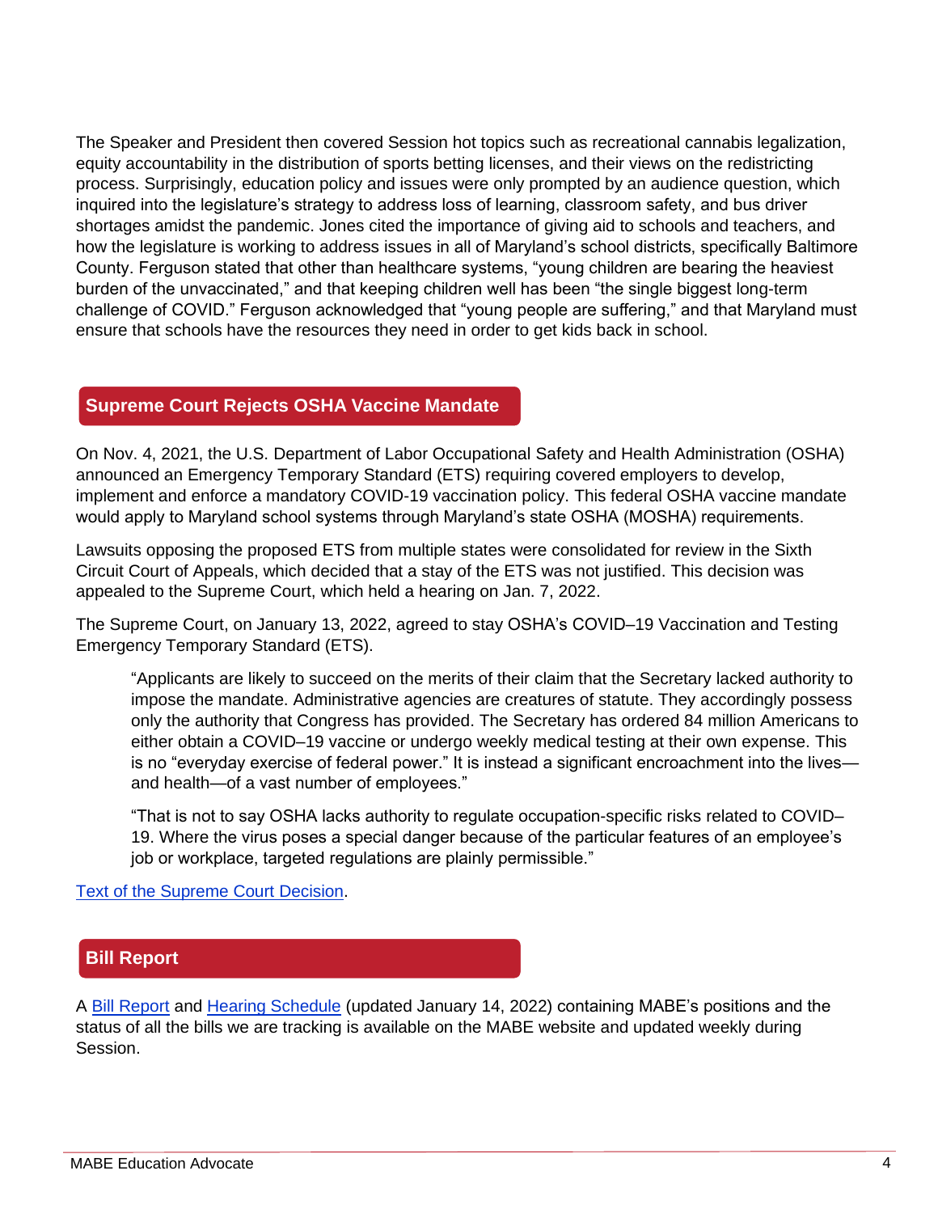The Speaker and President then covered Session hot topics such as recreational cannabis legalization, equity accountability in the distribution of sports betting licenses, and their views on the redistricting process. Surprisingly, education policy and issues were only prompted by an audience question, which inquired into the legislature's strategy to address loss of learning, classroom safety, and bus driver shortages amidst the pandemic. Jones cited the importance of giving aid to schools and teachers, and how the legislature is working to address issues in all of Maryland's school districts, specifically Baltimore County. Ferguson stated that other than healthcare systems, "young children are bearing the heaviest burden of the unvaccinated," and that keeping children well has been "the single biggest long-term challenge of COVID." Ferguson acknowledged that "young people are suffering," and that Maryland must ensure that schools have the resources they need in order to get kids back in school.

## Supreme Court Rejects OSHA Vaccine Mandate

On Nov. 4, 2021, the U.S. Department of Labor Occupational Safety and Health Administration (OSHA) announced an Emergency Temporary Standard (ETS) requiring covered employers to develop, implement and enforce a mandatory COVID-19 vaccination policy. This federal OSHA vaccine mandate would apply to Maryland school systems through Maryland's state OSHA (MOSHA) requirements.

Lawsuits opposing the proposed ETS from multiple states were consolidated for review in the Sixth Circuit Court of Appeals, which decided that a stay of the ETS was not justified. This decision was appealed to the Supreme Court, which held a hearing on Jan. 7, 2022.

The Supreme Court, on January 13, 2022, agreed to stay OSHA's COVID–19 Vaccination and Testing Emergency Temporary Standard (ETS).

> "Applicants are likely to succeed on the merits of their claim that the Secretary lacked authority to impose the mandate. Administrative agencies are creatures of statute. They accordingly possess only the authority that Congress has provided. The Secretary has ordered 84 million Americans to either obtain a COVID–19 vaccine or undergo weekly medical testing at their own expense. This is no "everyday exercise of federal power." It is instead a significant encroachment into the lives—and health—of a vast number of employees."
>
> "That is not to say OSHA lacks authority to regulate occupation-specific risks related to COVID–19. Where the virus poses a special danger because of the particular features of an employee's job or workplace, targeted regulations are plainly permissible."

Text of the Supreme Court Decision.

## Bill Report

A Bill Report and Hearing Schedule (updated January 14, 2022) containing MABE's positions and the status of all the bills we are tracking is available on the MABE website and updated weekly during Session.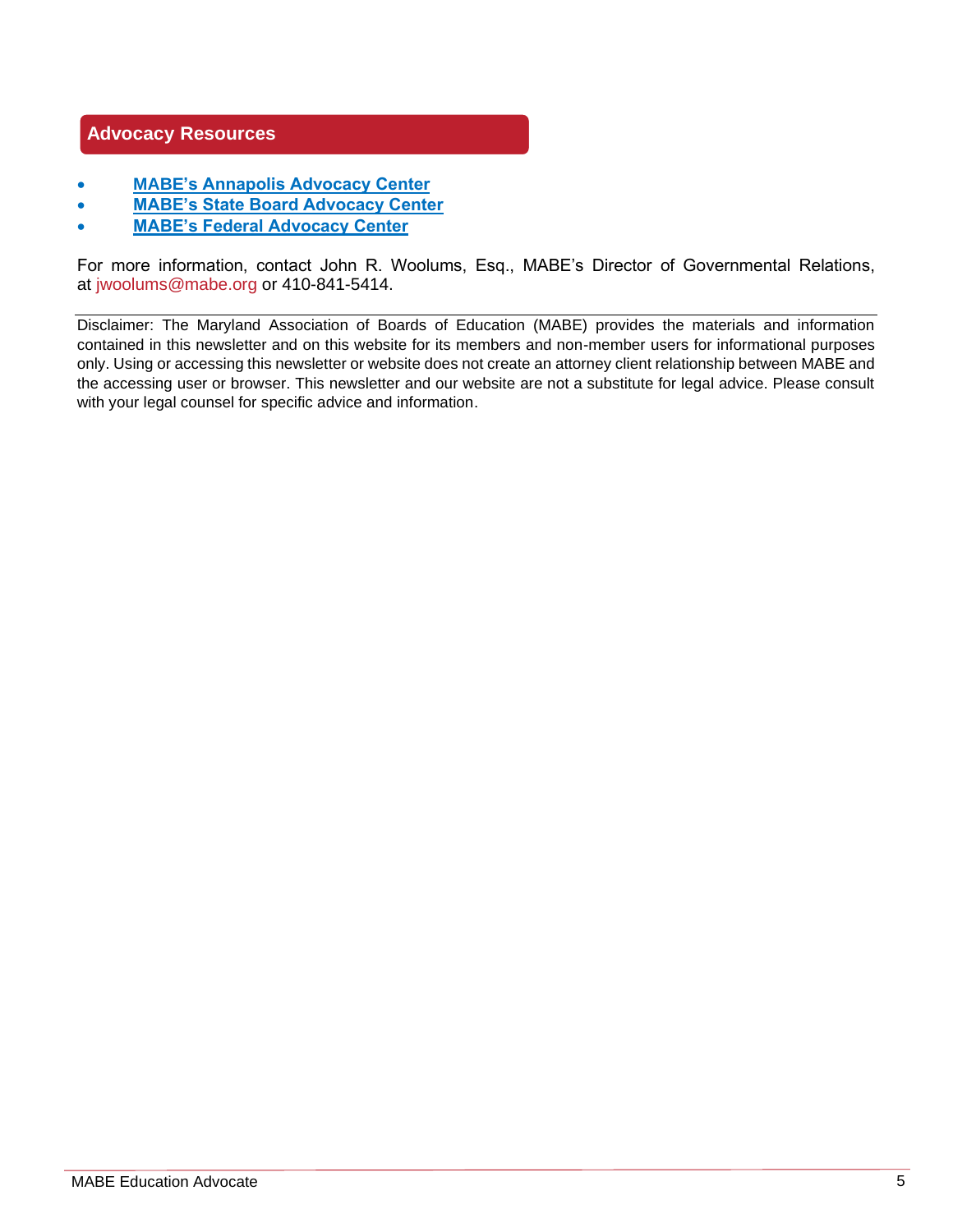## Advocacy Resources

- **MABE's Annapolis Advocacy Center**
- **MABE's State Board Advocacy Center**
- **MABE's Federal Advocacy Center**

For more information, contact John R. Woolums, Esq., MABE's Director of Governmental Relations, at jwoolums@mabe.org or 410-841-5414.

---

Disclaimer: The Maryland Association of Boards of Education (MABE) provides the materials and information contained in this newsletter and on this website for its members and non-member users for informational purposes only. Using or accessing this newsletter or website does not create an attorney client relationship between MABE and the accessing user or browser. This newsletter and our website are not a substitute for legal advice. Please consult with your legal counsel for specific advice and information.